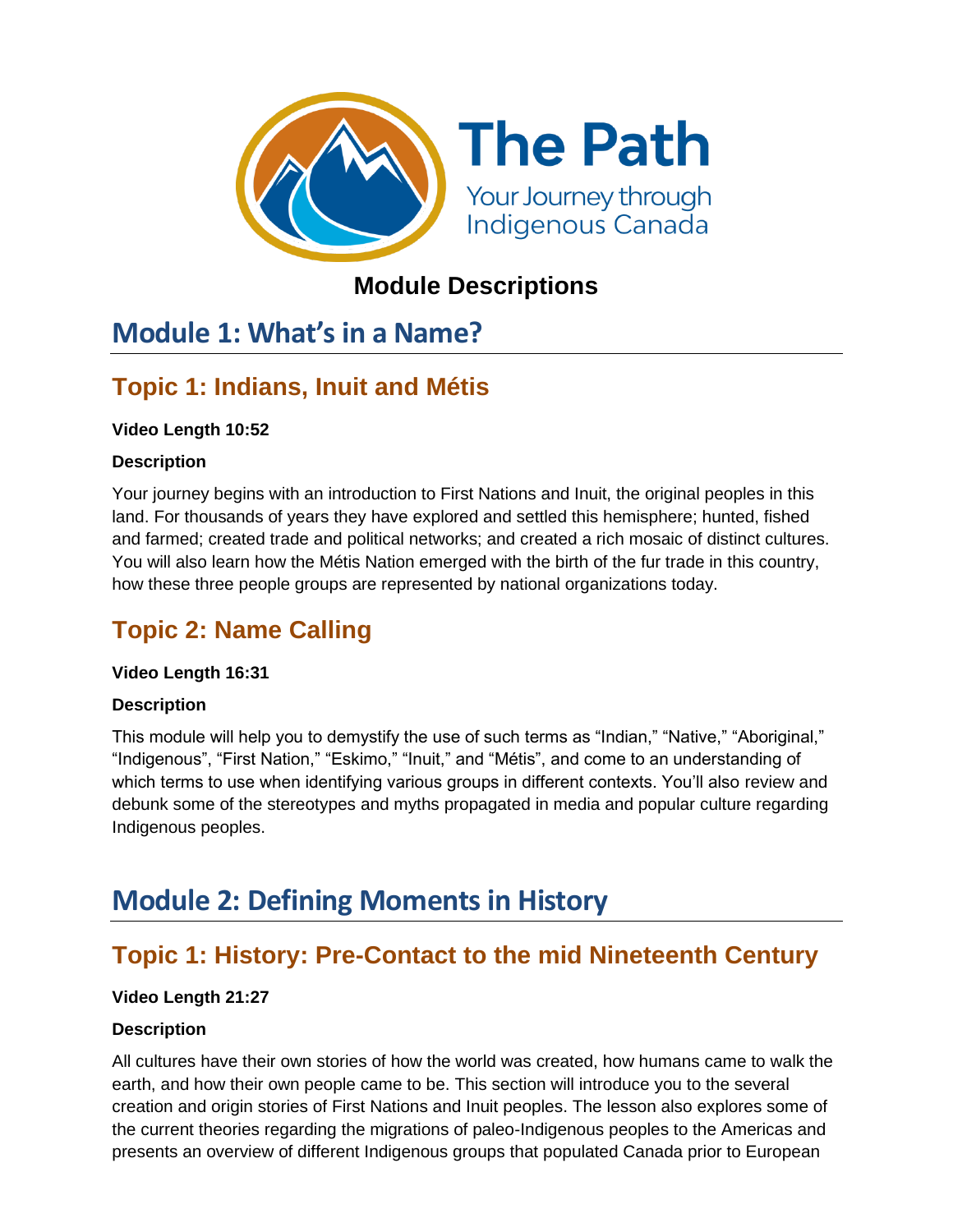The Path

Your Journey through Indigenous Canada

## Module Descriptions

# Module 1: What's in a Name?

## Topic 1: Indians, Inuit and Métis

**Video Length 10:52**

**Description**

Your journey begins with an introduction to First Nations and Inuit, the original peoples in this land. For thousands of years they have explored and settled this hemisphere; hunted, fished and farmed; created trade and political networks; and created a rich mosaic of distinct cultures. You will also learn how the Métis Nation emerged with the birth of the fur trade in this country, how these three people groups are represented by national organizations today.

## Topic 2: Name Calling

**Video Length 16:31**

**Description**

This module will help you to demystify the use of such terms as "Indian," "Native," "Aboriginal," "Indigenous", "First Nation," "Eskimo," "Inuit," and "Métis", and come to an understanding of which terms to use when identifying various groups in different contexts. You'll also review and debunk some of the stereotypes and myths propagated in media and popular culture regarding Indigenous peoples.

# Module 2: Defining Moments in History

## Topic 1: History: Pre-Contact to the mid Nineteenth Century

**Video Length 21:27**

**Description**

All cultures have their own stories of how the world was created, how humans came to walk the earth, and how their own people came to be. This section will introduce you to the several creation and origin stories of First Nations and Inuit peoples. The lesson also explores some of the current theories regarding the migrations of paleo-Indigenous peoples to the Americas and presents an overview of different Indigenous groups that populated Canada prior to European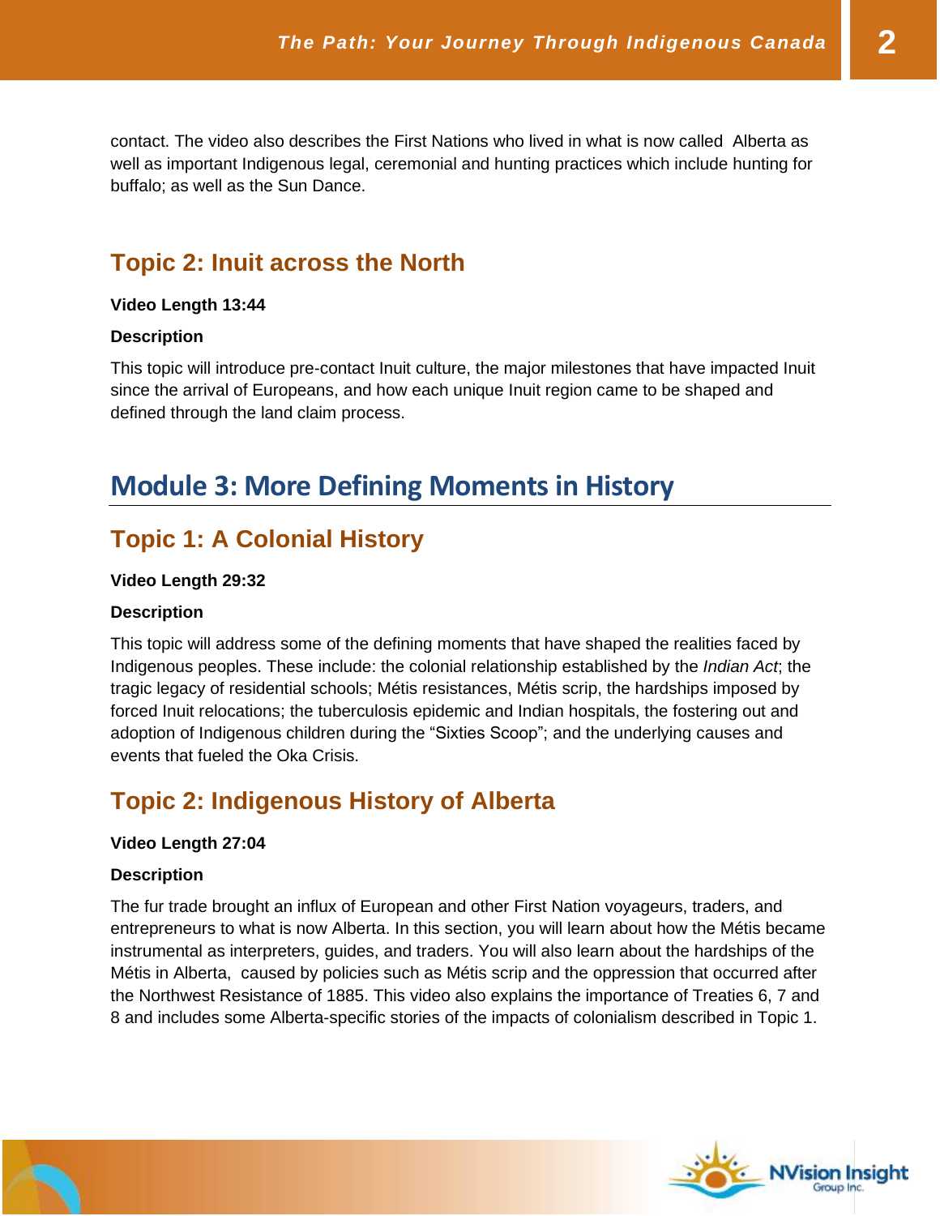contact. The video also describes the First Nations who lived in what is now called Alberta as well as important Indigenous legal, ceremonial and hunting practices which include hunting for buffalo; as well as the Sun Dance.

### Topic 2: Inuit across the North

**Video Length 13:44**

**Description**

This topic will introduce pre-contact Inuit culture, the major milestones that have impacted Inuit since the arrival of Europeans, and how each unique Inuit region came to be shaped and defined through the land claim process.

## Module 3: More Defining Moments in History

### Topic 1: A Colonial History

**Video Length 29:32**

**Description**

This topic will address some of the defining moments that have shaped the realities faced by Indigenous peoples. These include: the colonial relationship established by the *Indian Act*; the tragic legacy of residential schools; Métis resistances, Métis scrip, the hardships imposed by forced Inuit relocations; the tuberculosis epidemic and Indian hospitals, the fostering out and adoption of Indigenous children during the "Sixties Scoop"; and the underlying causes and events that fueled the Oka Crisis.

### Topic 2: Indigenous History of Alberta

**Video Length 27:04**

**Description**

The fur trade brought an influx of European and other First Nation voyageurs, traders, and entrepreneurs to what is now Alberta. In this section, you will learn about how the Métis became instrumental as interpreters, guides, and traders. You will also learn about the hardships of the Métis in Alberta, caused by policies such as Métis scrip and the oppression that occurred after the Northwest Resistance of 1885. This video also explains the importance of Treaties 6, 7 and 8 and includes some Alberta-specific stories of the impacts of colonialism described in Topic 1.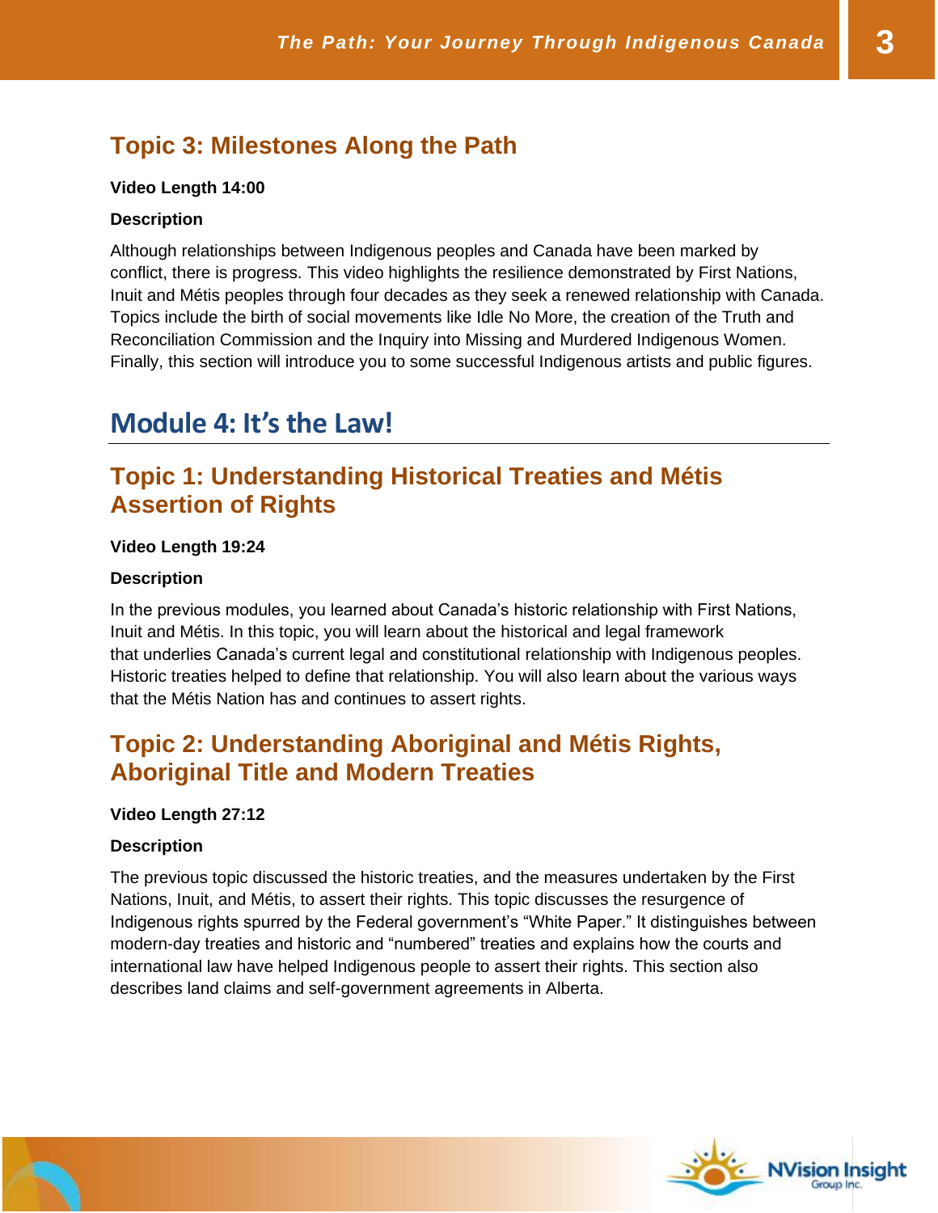### Topic 3: Milestones Along the Path

**Video Length 14:00**

**Description**

Although relationships between Indigenous peoples and Canada have been marked by conflict, there is progress. This video highlights the resilience demonstrated by First Nations, Inuit and Métis peoples through four decades as they seek a renewed relationship with Canada. Topics include the birth of social movements like Idle No More, the creation of the Truth and Reconciliation Commission and the Inquiry into Missing and Murdered Indigenous Women. Finally, this section will introduce you to some successful Indigenous artists and public figures.

## Module 4: It's the Law!

### Topic 1: Understanding Historical Treaties and Métis Assertion of Rights

**Video Length 19:24**

**Description**

In the previous modules, you learned about Canada's historic relationship with First Nations, Inuit and Métis. In this topic, you will learn about the historical and legal framework that underlies Canada's current legal and constitutional relationship with Indigenous peoples. Historic treaties helped to define that relationship. You will also learn about the various ways that the Métis Nation has and continues to assert rights.

### Topic 2: Understanding Aboriginal and Métis Rights, Aboriginal Title and Modern Treaties

**Video Length 27:12**

**Description**

The previous topic discussed the historic treaties, and the measures undertaken by the First Nations, Inuit, and Métis, to assert their rights. This topic discusses the resurgence of Indigenous rights spurred by the Federal government's "White Paper." It distinguishes between modern-day treaties and historic and "numbered" treaties and explains how the courts and international law have helped Indigenous people to assert their rights. This section also describes land claims and self-government agreements in Alberta.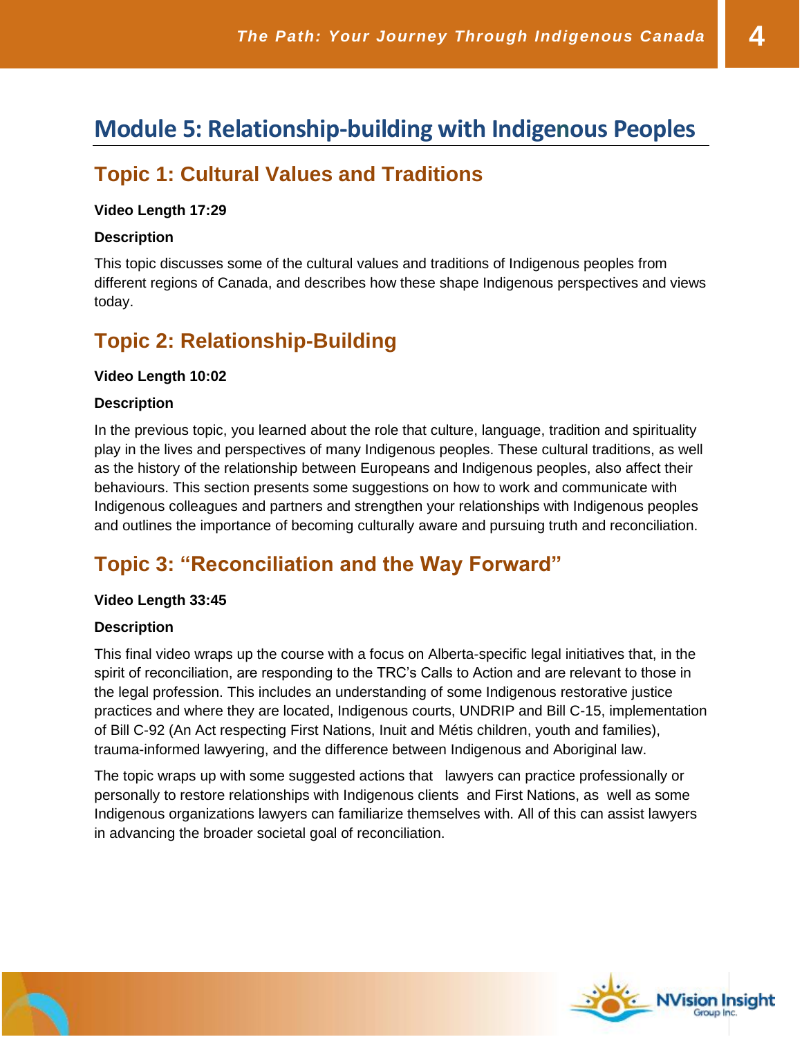# Module 5: Relationship-building with Indigenous Peoples

## Topic 1: Cultural Values and Traditions

**Video Length 17:29**

**Description**

This topic discusses some of the cultural values and traditions of Indigenous peoples from different regions of Canada, and describes how these shape Indigenous perspectives and views today.

## Topic 2: Relationship-Building

**Video Length 10:02**

**Description**

In the previous topic, you learned about the role that culture, language, tradition and spirituality play in the lives and perspectives of many Indigenous peoples. These cultural traditions, as well as the history of the relationship between Europeans and Indigenous peoples, also affect their behaviours. This section presents some suggestions on how to work and communicate with Indigenous colleagues and partners and strengthen your relationships with Indigenous peoples and outlines the importance of becoming culturally aware and pursuing truth and reconciliation.

## Topic 3: "Reconciliation and the Way Forward"

**Video Length 33:45**

**Description**

This final video wraps up the course with a focus on Alberta-specific legal initiatives that, in the spirit of reconciliation, are responding to the TRC's Calls to Action and are relevant to those in the legal profession. This includes an understanding of some Indigenous restorative justice practices and where they are located, Indigenous courts, UNDRIP and Bill C-15, implementation of Bill C-92 (An Act respecting First Nations, Inuit and Métis children, youth and families), trauma-informed lawyering, and the difference between Indigenous and Aboriginal law.

The topic wraps up with some suggested actions that lawyers can practice professionally or personally to restore relationships with Indigenous clients and First Nations, as well as some Indigenous organizations lawyers can familiarize themselves with. All of this can assist lawyers in advancing the broader societal goal of reconciliation.